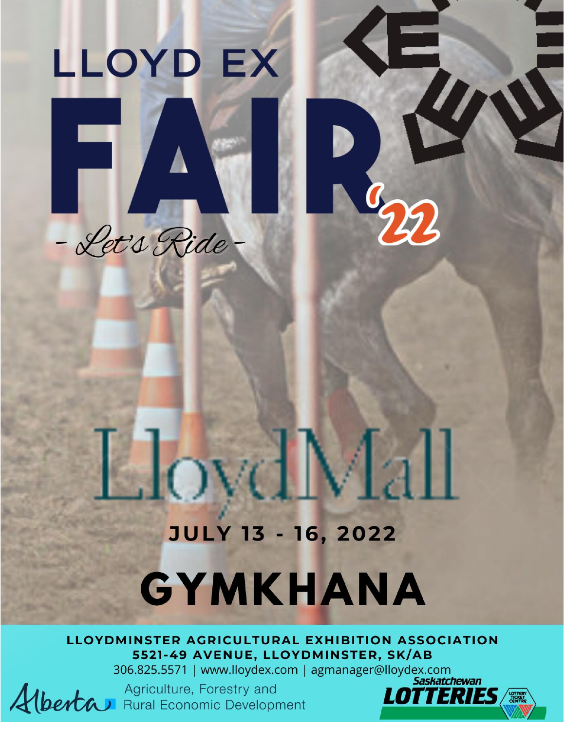# LLOYD EX FAIR '22

- Let's Ride -

LloydMall

## JULY 13 - 16, 2022

# GYMKHANA

**LLOYDMINSTER AGRICULTURAL EXHIBITION ASSOCIATION**
**5521-49 AVENUE, LLOYDMINSTER, SK/AB**
306.825.5571 | www.lloydex.com | agmanager@lloydex.com

Alberta Agriculture, Forestry and Rural Economic Development

Saskatchewan LOTTERIES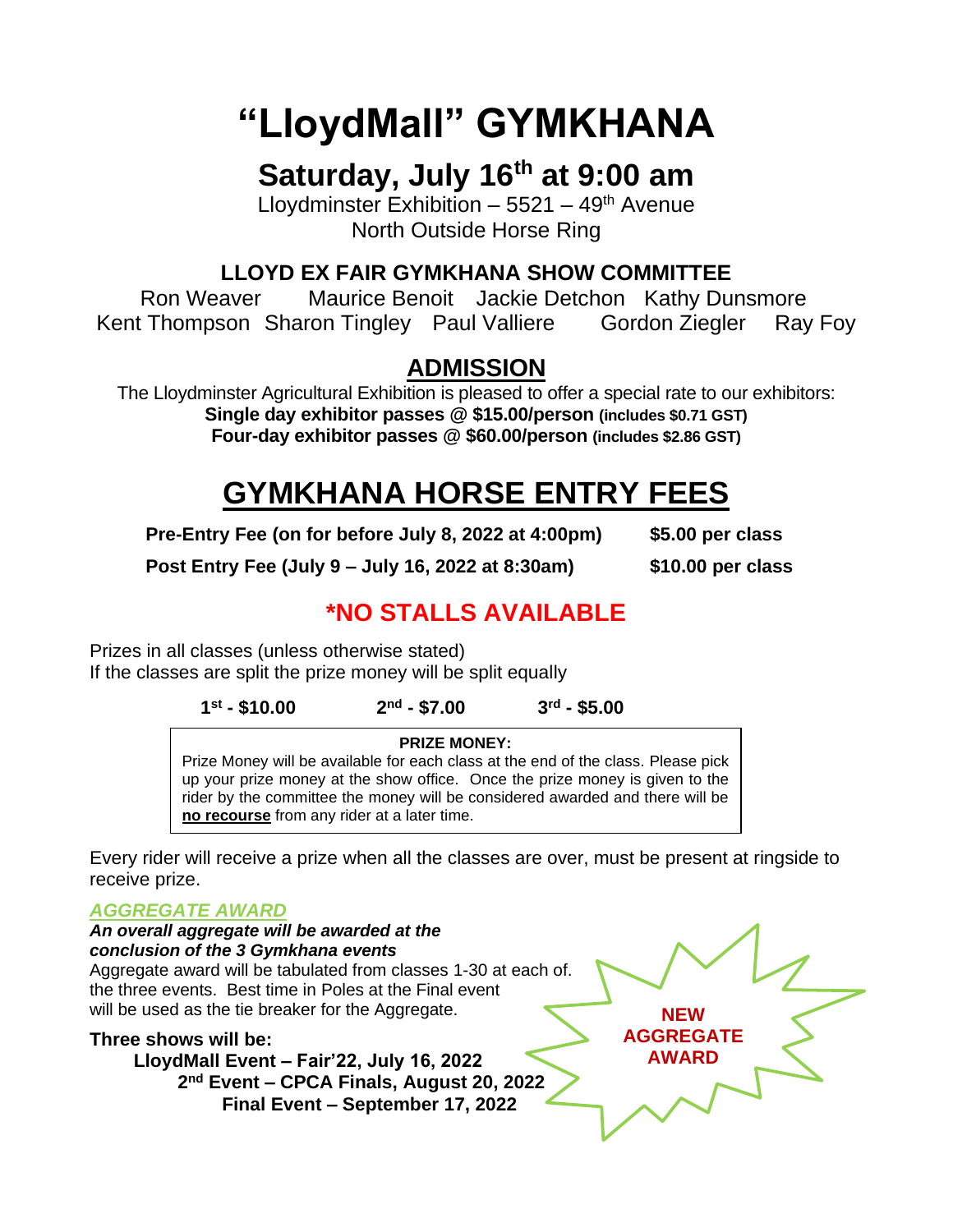# "LloydMall" GYMKHANA

## Saturday, July 16th at 9:00 am

Lloydminster Exhibition – 5521 – 49th Avenue
North Outside Horse Ring

### LLOYD EX FAIR GYMKHANA SHOW COMMITTEE

Ron Weaver Maurice Benoit Jackie Detchon Kathy Dunsmore
Kent Thompson Sharon Tingley Paul Valliere Gordon Ziegler Ray Foy

## ADMISSION

The Lloydminster Agricultural Exhibition is pleased to offer a special rate to our exhibitors:
**Single day exhibitor passes @ $15.00/person (includes $0.71 GST)**
**Four-day exhibitor passes @ $60.00/person (includes $2.86 GST)**

## GYMKHANA HORSE ENTRY FEES

| | |
|---|---|
| **Pre-Entry Fee (on for before July 8, 2022 at 4:00pm)** | **$5.00 per class** |
| **Post Entry Fee (July 9 – July 16, 2022 at 8:30am)** | **$10.00 per class** |

## *NO STALLS AVAILABLE

Prizes in all classes (unless otherwise stated)
If the classes are split the prize money will be split equally

**1st - $10.00** **2nd - $7.00** **3rd - $5.00**

**PRIZE MONEY:**
Prize Money will be available for each class at the end of the class. Please pick up your prize money at the show office. Once the prize money is given to the rider by the committee the money will be considered awarded and there will be **no recourse** from any rider at a later time.

Every rider will receive a prize when all the classes are over, must be present at ringside to receive prize.

*AGGREGATE AWARD*

***An overall aggregate will be awarded at the conclusion of the 3 Gymkhana events***
Aggregate award will be tabulated from classes 1-30 at each of. the three events. Best time in Poles at the Final event will be used as the tie breaker for the Aggregate.

**NEW AGGREGATE AWARD**

**Three shows will be:**
**LloydMall Event – Fair'22, July 16, 2022**
**2nd Event – CPCA Finals, August 20, 2022**
**Final Event – September 17, 2022**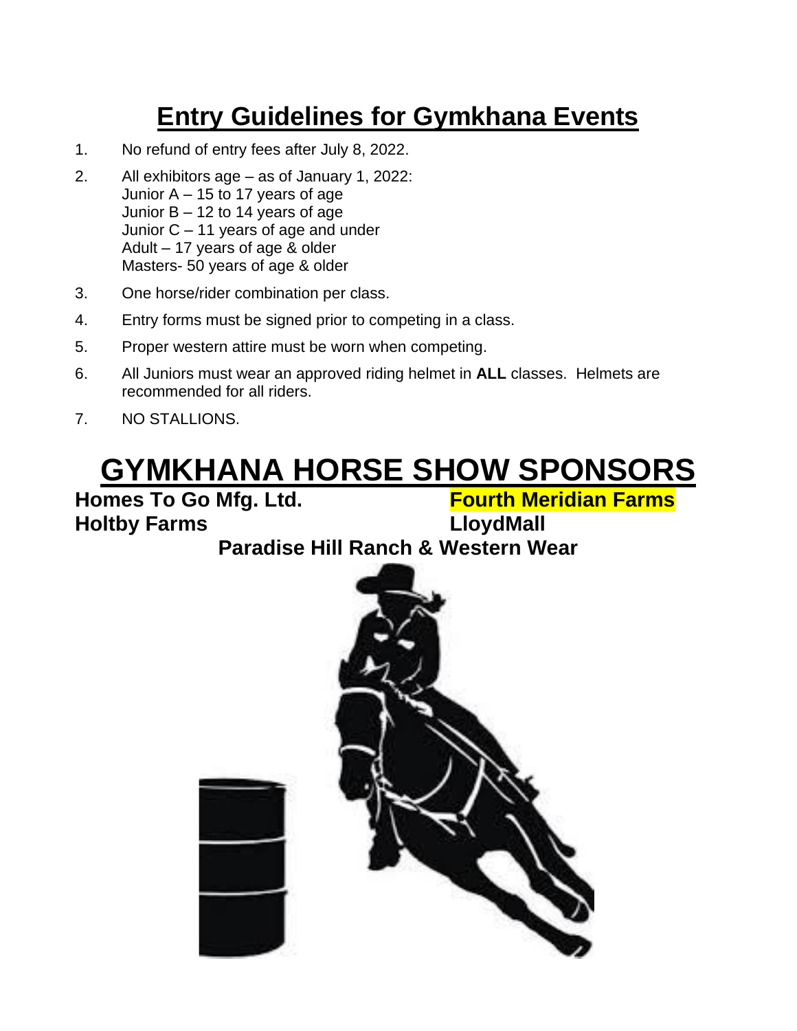# Entry Guidelines for Gymkhana Events

1. No refund of entry fees after July 8, 2022.
2. All exhibitors age – as of January 1, 2022:
   Junior A – 15 to 17 years of age
   Junior B – 12 to 14 years of age
   Junior C – 11 years of age and under
   Adult – 17 years of age & older
   Masters- 50 years of age & older
3. One horse/rider combination per class.
4. Entry forms must be signed prior to competing in a class.
5. Proper western attire must be worn when competing.
6. All Juniors must wear an approved riding helmet in **ALL** classes. Helmets are recommended for all riders.
7. NO STALLIONS.

# GYMKHANA HORSE SHOW SPONSORS

**Homes To Go Mfg. Ltd.**

**Fourth Meridian Farms**

**Holtby Farms**

**LloydMall**

**Paradise Hill Ranch & Western Wear**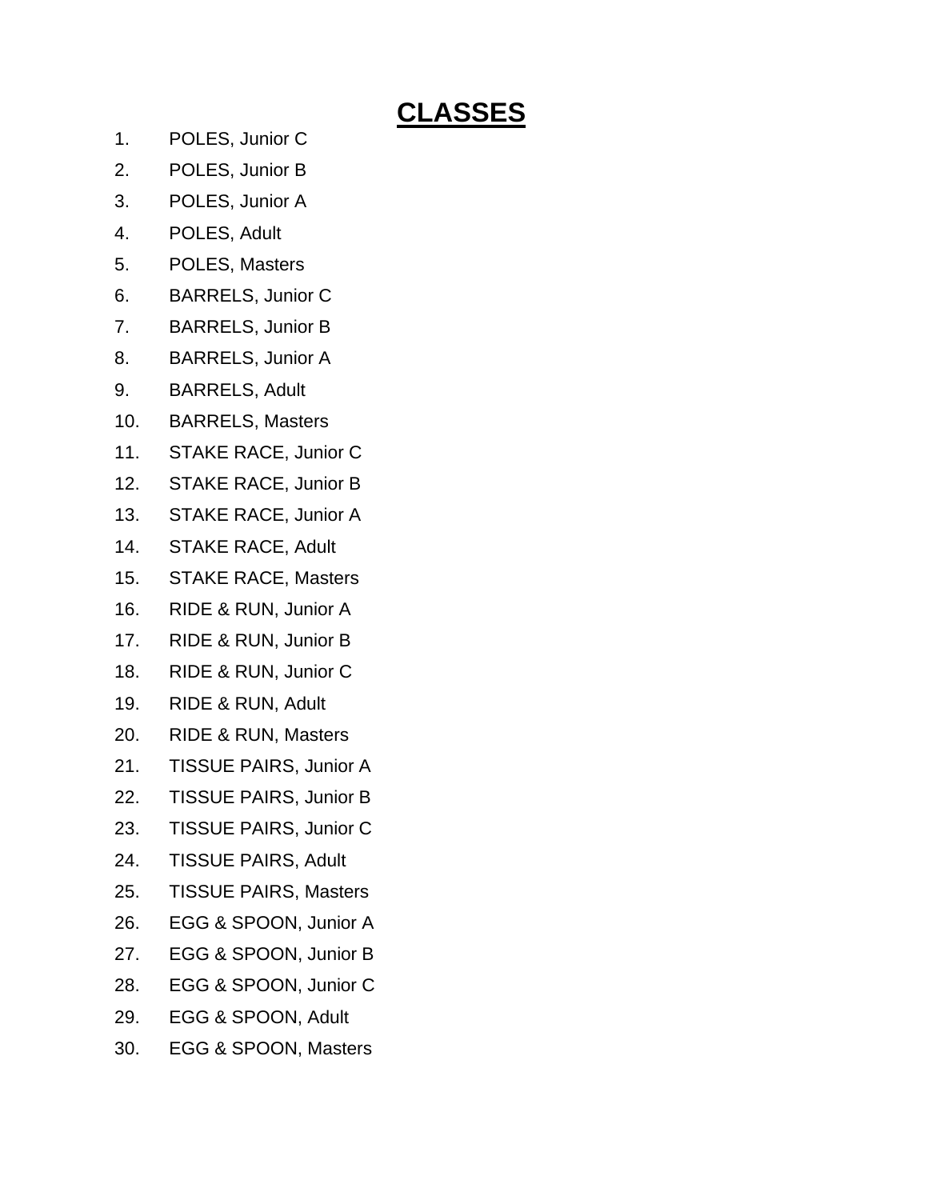# CLASSES

1. POLES, Junior C
2. POLES, Junior B
3. POLES, Junior A
4. POLES, Adult
5. POLES, Masters
6. BARRELS, Junior C
7. BARRELS, Junior B
8. BARRELS, Junior A
9. BARRELS, Adult
10. BARRELS, Masters
11. STAKE RACE, Junior C
12. STAKE RACE, Junior B
13. STAKE RACE, Junior A
14. STAKE RACE, Adult
15. STAKE RACE, Masters
16. RIDE & RUN, Junior A
17. RIDE & RUN, Junior B
18. RIDE & RUN, Junior C
19. RIDE & RUN, Adult
20. RIDE & RUN, Masters
21. TISSUE PAIRS, Junior A
22. TISSUE PAIRS, Junior B
23. TISSUE PAIRS, Junior C
24. TISSUE PAIRS, Adult
25. TISSUE PAIRS, Masters
26. EGG & SPOON, Junior A
27. EGG & SPOON, Junior B
28. EGG & SPOON, Junior C
29. EGG & SPOON, Adult
30. EGG & SPOON, Masters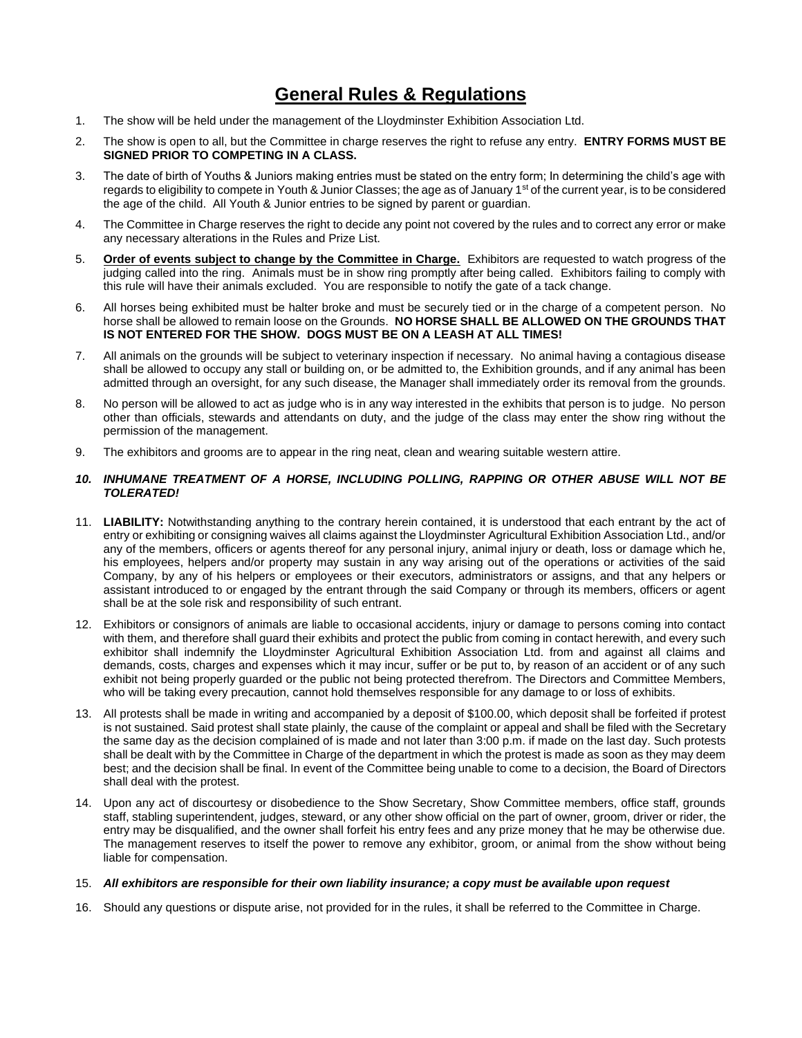# General Rules & Regulations

1. The show will be held under the management of the Lloydminster Exhibition Association Ltd.

2. The show is open to all, but the Committee in charge reserves the right to refuse any entry. **ENTRY FORMS MUST BE SIGNED PRIOR TO COMPETING IN A CLASS.**

3. The date of birth of Youths & Juniors making entries must be stated on the entry form; In determining the child's age with regards to eligibility to compete in Youth & Junior Classes; the age as of January 1st of the current year, is to be considered the age of the child. All Youth & Junior entries to be signed by parent or guardian.

4. The Committee in Charge reserves the right to decide any point not covered by the rules and to correct any error or make any necessary alterations in the Rules and Prize List.

5. **Order of events subject to change by the Committee in Charge.** Exhibitors are requested to watch progress of the judging called into the ring. Animals must be in show ring promptly after being called. Exhibitors failing to comply with this rule will have their animals excluded. You are responsible to notify the gate of a tack change.

6. All horses being exhibited must be halter broke and must be securely tied or in the charge of a competent person. No horse shall be allowed to remain loose on the Grounds. **NO HORSE SHALL BE ALLOWED ON THE GROUNDS THAT IS NOT ENTERED FOR THE SHOW. DOGS MUST BE ON A LEASH AT ALL TIMES!**

7. All animals on the grounds will be subject to veterinary inspection if necessary. No animal having a contagious disease shall be allowed to occupy any stall or building on, or be admitted to, the Exhibition grounds, and if any animal has been admitted through an oversight, for any such disease, the Manager shall immediately order its removal from the grounds.

8. No person will be allowed to act as judge who is in any way interested in the exhibits that person is to judge. No person other than officials, stewards and attendants on duty, and the judge of the class may enter the show ring without the permission of the management.

9. The exhibitors and grooms are to appear in the ring neat, clean and wearing suitable western attire.

10. ***INHUMANE TREATMENT OF A HORSE, INCLUDING POLLING, RAPPING OR OTHER ABUSE WILL NOT BE TOLERATED!***

11. **LIABILITY:** Notwithstanding anything to the contrary herein contained, it is understood that each entrant by the act of entry or exhibiting or consigning waives all claims against the Lloydminster Agricultural Exhibition Association Ltd., and/or any of the members, officers or agents thereof for any personal injury, animal injury or death, loss or damage which he, his employees, helpers and/or property may sustain in any way arising out of the operations or activities of the said Company, by any of his helpers or employees or their executors, administrators or assigns, and that any helpers or assistant introduced to or engaged by the entrant through the said Company or through its members, officers or agent shall be at the sole risk and responsibility of such entrant.

12. Exhibitors or consignors of animals are liable to occasional accidents, injury or damage to persons coming into contact with them, and therefore shall guard their exhibits and protect the public from coming in contact herewith, and every such exhibitor shall indemnify the Lloydminster Agricultural Exhibition Association Ltd. from and against all claims and demands, costs, charges and expenses which it may incur, suffer or be put to, by reason of an accident or of any such exhibit not being properly guarded or the public not being protected therefrom. The Directors and Committee Members, who will be taking every precaution, cannot hold themselves responsible for any damage to or loss of exhibits.

13. All protests shall be made in writing and accompanied by a deposit of $100.00, which deposit shall be forfeited if protest is not sustained. Said protest shall state plainly, the cause of the complaint or appeal and shall be filed with the Secretary the same day as the decision complained of is made and not later than 3:00 p.m. if made on the last day. Such protests shall be dealt with by the Committee in Charge of the department in which the protest is made as soon as they may deem best; and the decision shall be final. In event of the Committee being unable to come to a decision, the Board of Directors shall deal with the protest.

14. Upon any act of discourtesy or disobedience to the Show Secretary, Show Committee members, office staff, grounds staff, stabling superintendent, judges, steward, or any other show official on the part of owner, groom, driver or rider, the entry may be disqualified, and the owner shall forfeit his entry fees and any prize money that he may be otherwise due. The management reserves to itself the power to remove any exhibitor, groom, or animal from the show without being liable for compensation.

15. ***All exhibitors are responsible for their own liability insurance; a copy must be available upon request***

16. Should any questions or dispute arise, not provided for in the rules, it shall be referred to the Committee in Charge.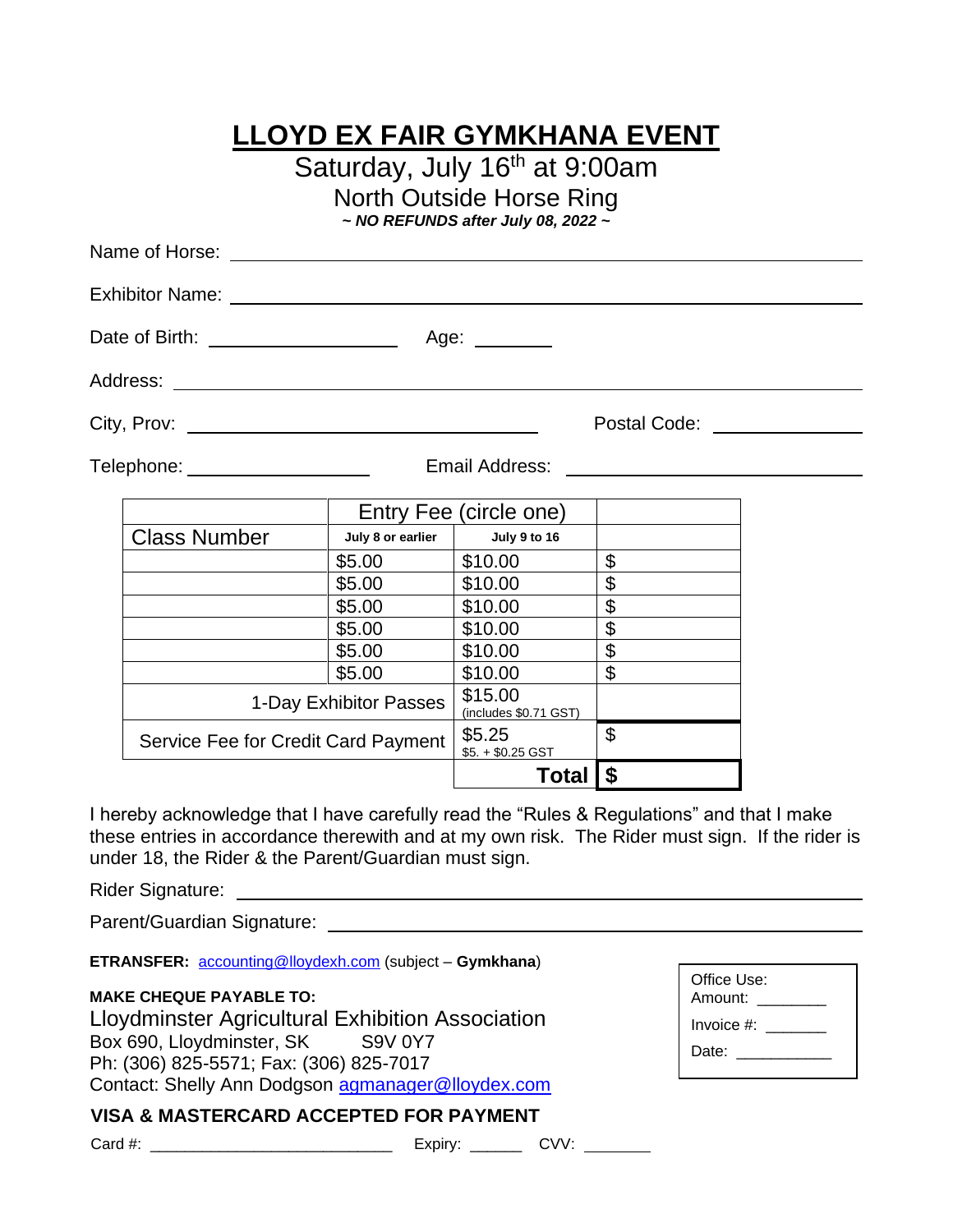# LLOYD EX FAIR GYMKHANA EVENT

Saturday, July 16th at 9:00am

North Outside Horse Ring

*~ NO REFUNDS after July 08, 2022 ~*

Name of Horse: ______________________________

Exhibitor Name: ______________________________

Date of Birth: ________________ Age: ________

Address: ______________________________

City, Prov: ______________________________ Postal Code: ____________

Telephone: ________________ Email Address: ______________________________

| | Entry Fee (circle one) | | |
|---|---|---|---|
| Class Number | **July 8 or earlier** | **July 9 to 16** | |
| | $5.00 | $10.00 | $ |
| | $5.00 | $10.00 | $ |
| | $5.00 | $10.00 | $ |
| | $5.00 | $10.00 | $ |
| | $5.00 | $10.00 | $ |
| | $5.00 | $10.00 | $ |
| 1-Day Exhibitor Passes | | $15.00 (includes $0.71 GST) | |
| Service Fee for Credit Card Payment | | $5.25 $5. + $0.25 GST | $ |
| | | **Total** | **$** |

I hereby acknowledge that I have carefully read the "Rules & Regulations" and that I make these entries in accordance therewith and at my own risk. The Rider must sign. If the rider is under 18, the Rider & the Parent/Guardian must sign.

Rider Signature: ______________________________

Parent/Guardian Signature: ______________________________

**ETRANSFER:** accounting@lloydexh.com (subject – **Gymkhana**)

**MAKE CHEQUE PAYABLE TO:**

Lloydminster Agricultural Exhibition Association
Box 690, Lloydminster, SK S9V 0Y7
Ph: (306) 825-5571; Fax: (306) 825-7017
Contact: Shelly Ann Dodgson agmanager@lloydex.com

Office Use:
Amount: ________
Invoice #: _______
Date: ___________

**VISA & MASTERCARD ACCEPTED FOR PAYMENT**

Card #: ____________________________ Expiry: ______ CVV: ________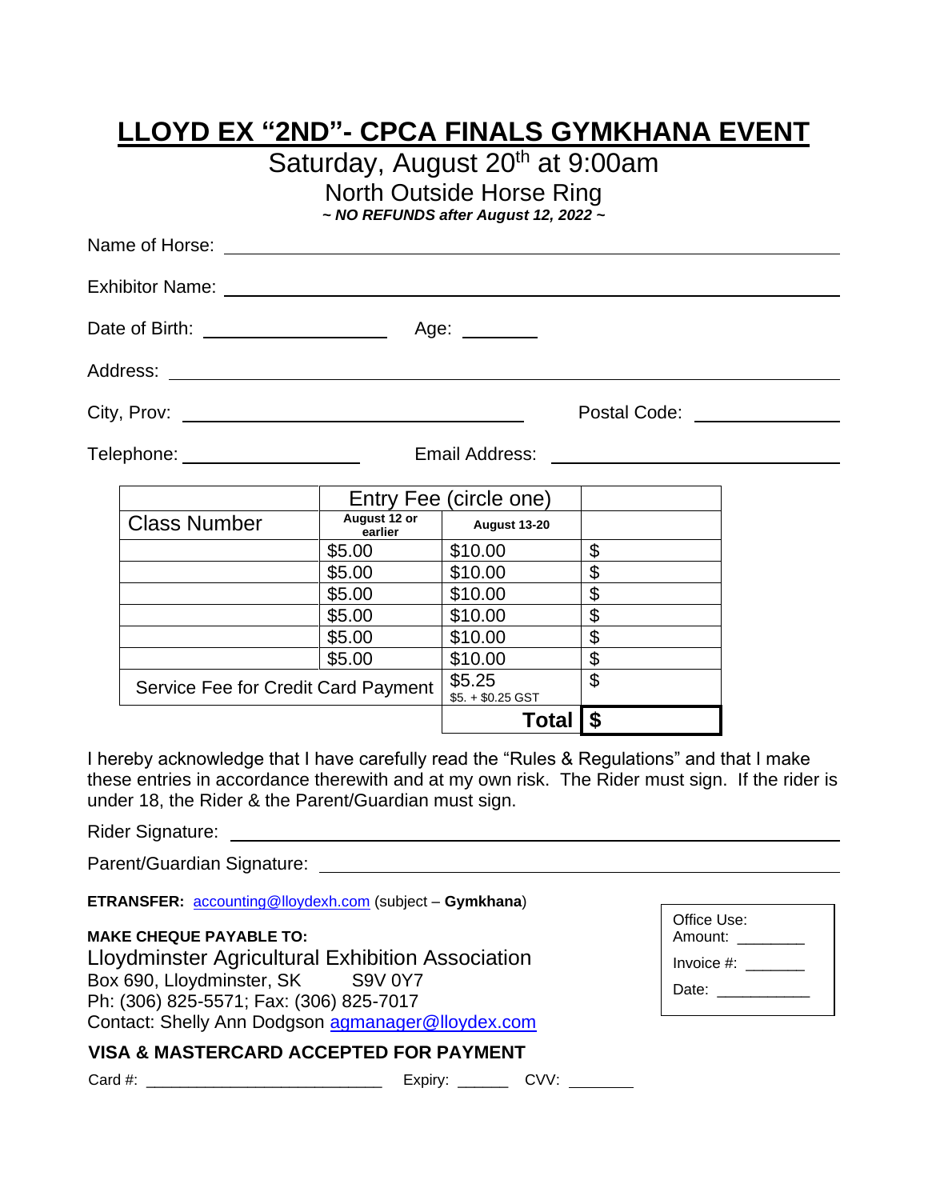# LLOYD EX "2ND"- CPCA FINALS GYMKHANA EVENT

Saturday, August 20th at 9:00am

North Outside Horse Ring

*~ NO REFUNDS after August 12, 2022 ~*

Name of Horse: ______________________________

Exhibitor Name: ______________________________

Date of Birth: ____________________ Age: ________

Address: ______________________________

City, Prov: ______________________________ Postal Code: ______________

Telephone: ____________________ Email Address: ______________________________

| | Entry Fee (circle one) | | |
|---|---|---|---|
| Class Number | **August 12 or earlier** | **August 13-20** | |
| | $5.00 | $10.00 | $ |
| | $5.00 | $10.00 | $ |
| | $5.00 | $10.00 | $ |
| | $5.00 | $10.00 | $ |
| | $5.00 | $10.00 | $ |
| | $5.00 | $10.00 | $ |
| Service Fee for Credit Card Payment | | $5.25 $5. + $0.25 GST | $ |
| | | **Total** | **$** |

I hereby acknowledge that I have carefully read the "Rules & Regulations" and that I make these entries in accordance therewith and at my own risk. The Rider must sign. If the rider is under 18, the Rider & the Parent/Guardian must sign.

Rider Signature: ______________________________

Parent/Guardian Signature: ______________________________

**ETRANSFER:** accounting@lloydexh.com (subject – **Gymkhana**)

**MAKE CHEQUE PAYABLE TO:**

Lloydminster Agricultural Exhibition Association
Box 690, Lloydminster, SK S9V 0Y7
Ph: (306) 825-5571; Fax: (306) 825-7017
Contact: Shelly Ann Dodgson agmanager@lloydex.com

Office Use:
Amount: ________
Invoice #: _______
Date: ___________

**VISA & MASTERCARD ACCEPTED FOR PAYMENT**

Card #: ____________________________ Expiry: ______ CVV: ________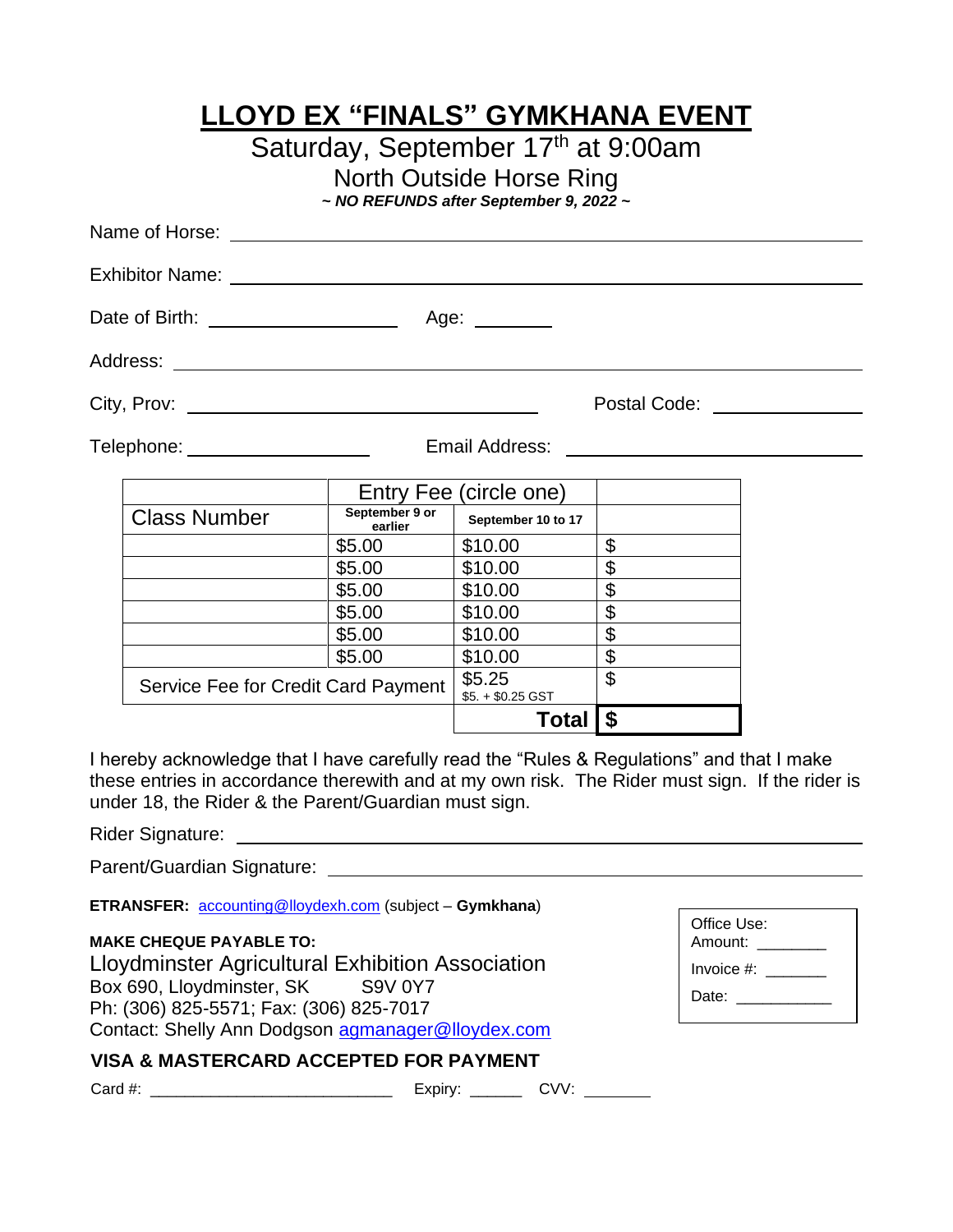# LLOYD EX "FINALS" GYMKHANA EVENT

Saturday, September 17th at 9:00am

North Outside Horse Ring

*~ NO REFUNDS after September 9, 2022 ~*

Name of Horse: ______________________________

Exhibitor Name: ______________________________

Date of Birth: ____________ Age: ______

Address: ______________________________

City, Prov: ____________________ Postal Code: __________

Telephone: ____________ Email Address: ____________________

| Class Number | Entry Fee (circle one) | | |
|---|---|---|---|
| | September 9 or earlier | September 10 to 17 | |
| | $5.00 | $10.00 | $ |
| | $5.00 | $10.00 | $ |
| | $5.00 | $10.00 | $ |
| | $5.00 | $10.00 | $ |
| | $5.00 | $10.00 | $ |
| | $5.00 | $10.00 | $ |
| Service Fee for Credit Card Payment | | $5.25 $5. + $0.25 GST | $ |
| | | **Total** | **$** |

I hereby acknowledge that I have carefully read the "Rules & Regulations" and that I make these entries in accordance therewith and at my own risk. The Rider must sign. If the rider is under 18, the Rider & the Parent/Guardian must sign.

Rider Signature: ______________________________

Parent/Guardian Signature: ______________________________

**ETRANSFER:** accounting@lloydexh.com (subject – **Gymkhana**)

**MAKE CHEQUE PAYABLE TO:**

Lloydminster Agricultural Exhibition Association
Box 690, Lloydminster, SK S9V 0Y7
Ph: (306) 825-5571; Fax: (306) 825-7017
Contact: Shelly Ann Dodgson agmanager@lloydex.com

Office Use:
Amount: ________
Invoice #: _______
Date: ___________

**VISA & MASTERCARD ACCEPTED FOR PAYMENT**

Card #: ______________________ Expiry: ______ CVV: _______